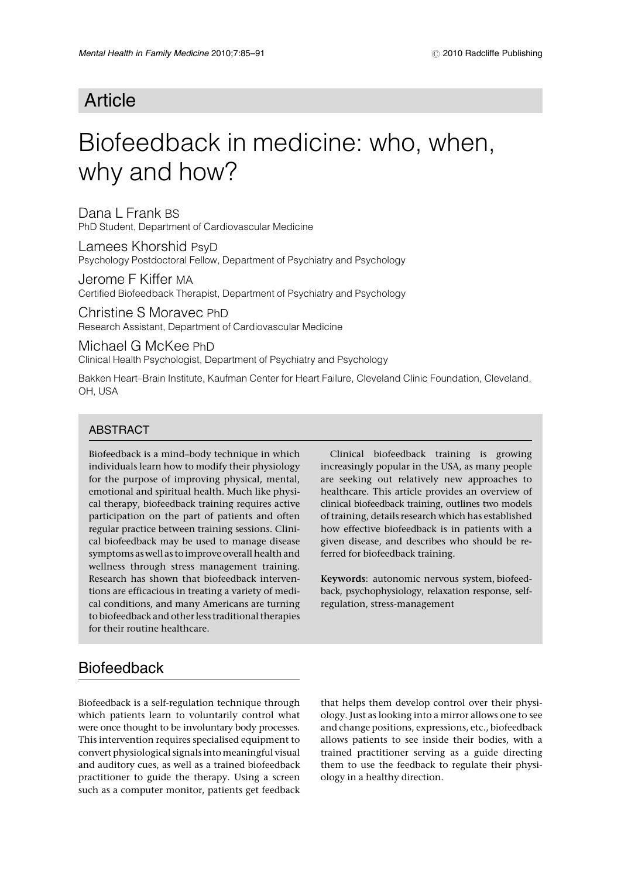Article

# Biofeedback in medicine: who, when, why and how?

Dana L Frank BS
PhD Student, Department of Cardiovascular Medicine

Lamees Khorshid PsyD
Psychology Postdoctoral Fellow, Department of Psychiatry and Psychology

Jerome F Kiffer MA
Certified Biofeedback Therapist, Department of Psychiatry and Psychology

Christine S Moravec PhD
Research Assistant, Department of Cardiovascular Medicine

Michael G McKee PhD
Clinical Health Psychologist, Department of Psychiatry and Psychology

Bakken Heart–Brain Institute, Kaufman Center for Heart Failure, Cleveland Clinic Foundation, Cleveland, OH, USA

## ABSTRACT

Biofeedback is a mind–body technique in which individuals learn how to modify their physiology for the purpose of improving physical, mental, emotional and spiritual health. Much like physical therapy, biofeedback training requires active participation on the part of patients and often regular practice between training sessions. Clinical biofeedback may be used to manage disease symptoms as well as to improve overall health and wellness through stress management training. Research has shown that biofeedback interventions are efficacious in treating a variety of medical conditions, and many Americans are turning to biofeedback and other less traditional therapies for their routine healthcare.

Clinical biofeedback training is growing increasingly popular in the USA, as many people are seeking out relatively new approaches to healthcare. This article provides an overview of clinical biofeedback training, outlines two models of training, details research which has established how effective biofeedback is in patients with a given disease, and describes who should be referred for biofeedback training.

**Keywords**: autonomic nervous system, biofeedback, psychophysiology, relaxation response, self-regulation, stress-management

## Biofeedback

Biofeedback is a self-regulation technique through which patients learn to voluntarily control what were once thought to be involuntary body processes. This intervention requires specialised equipment to convert physiological signals into meaningful visual and auditory cues, as well as a trained biofeedback practitioner to guide the therapy. Using a screen such as a computer monitor, patients get feedback that helps them develop control over their physiology. Just as looking into a mirror allows one to see and change positions, expressions, etc., biofeedback allows patients to see inside their bodies, with a trained practitioner serving as a guide directing them to use the feedback to regulate their physiology in a healthy direction.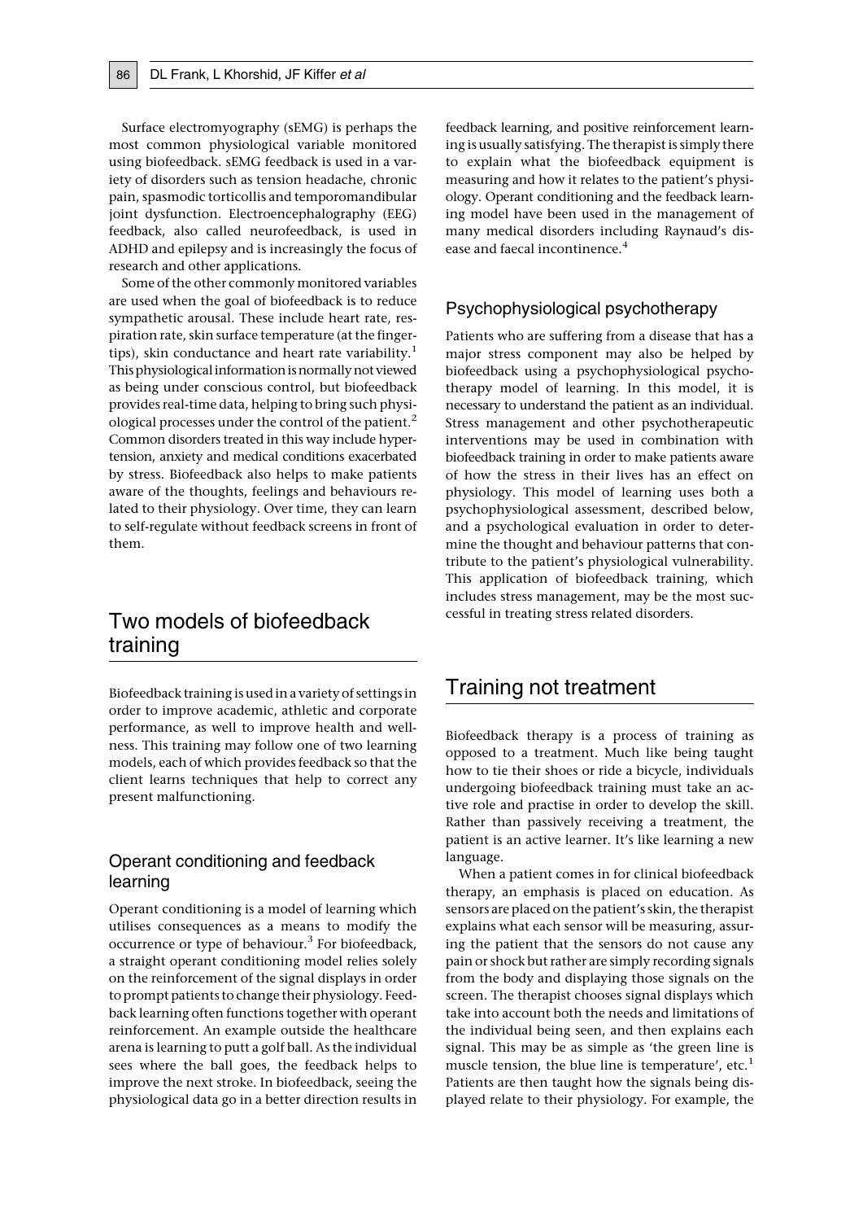Surface electromyography (sEMG) is perhaps the most common physiological variable monitored using biofeedback. sEMG feedback is used in a variety of disorders such as tension headache, chronic pain, spasmodic torticollis and temporomandibular joint dysfunction. Electroencephalography (EEG) feedback, also called neurofeedback, is used in ADHD and epilepsy and is increasingly the focus of research and other applications.

Some of the other commonly monitored variables are used when the goal of biofeedback is to reduce sympathetic arousal. These include heart rate, respiration rate, skin surface temperature (at the fingertips), skin conductance and heart rate variability.[1] This physiological information is normally not viewed as being under conscious control, but biofeedback provides real-time data, helping to bring such physiological processes under the control of the patient.[2] Common disorders treated in this way include hypertension, anxiety and medical conditions exacerbated by stress. Biofeedback also helps to make patients aware of the thoughts, feelings and behaviours related to their physiology. Over time, they can learn to self-regulate without feedback screens in front of them.

# Two models of biofeedback training

Biofeedback training is used in a variety of settings in order to improve academic, athletic and corporate performance, as well to improve health and wellness. This training may follow one of two learning models, each of which provides feedback so that the client learns techniques that help to correct any present malfunctioning.

## Operant conditioning and feedback learning

Operant conditioning is a model of learning which utilises consequences as a means to modify the occurrence or type of behaviour.[3] For biofeedback, a straight operant conditioning model relies solely on the reinforcement of the signal displays in order to prompt patients to change their physiology. Feedback learning often functions together with operant reinforcement. An example outside the healthcare arena is learning to putt a golf ball. As the individual sees where the ball goes, the feedback helps to improve the next stroke. In biofeedback, seeing the physiological data go in a better direction results in feedback learning, and positive reinforcement learning is usually satisfying. The therapist is simply there to explain what the biofeedback equipment is measuring and how it relates to the patient's physiology. Operant conditioning and the feedback learning model have been used in the management of many medical disorders including Raynaud's disease and faecal incontinence.[4]

## Psychophysiological psychotherapy

Patients who are suffering from a disease that has a major stress component may also be helped by biofeedback using a psychophysiological psychotherapy model of learning. In this model, it is necessary to understand the patient as an individual. Stress management and other psychotherapeutic interventions may be used in combination with biofeedback training in order to make patients aware of how the stress in their lives has an effect on physiology. This model of learning uses both a psychophysiological assessment, described below, and a psychological evaluation in order to determine the thought and behaviour patterns that contribute to the patient's physiological vulnerability. This application of biofeedback training, which includes stress management, may be the most successful in treating stress related disorders.

# Training not treatment

Biofeedback therapy is a process of training as opposed to a treatment. Much like being taught how to tie their shoes or ride a bicycle, individuals undergoing biofeedback training must take an active role and practise in order to develop the skill. Rather than passively receiving a treatment, the patient is an active learner. It's like learning a new language.

When a patient comes in for clinical biofeedback therapy, an emphasis is placed on education. As sensors are placed on the patient's skin, the therapist explains what each sensor will be measuring, assuring the patient that the sensors do not cause any pain or shock but rather are simply recording signals from the body and displaying those signals on the screen. The therapist chooses signal displays which take into account both the needs and limitations of the individual being seen, and then explains each signal. This may be as simple as 'the green line is muscle tension, the blue line is temperature', etc.[1] Patients are then taught how the signals being displayed relate to their physiology. For example, the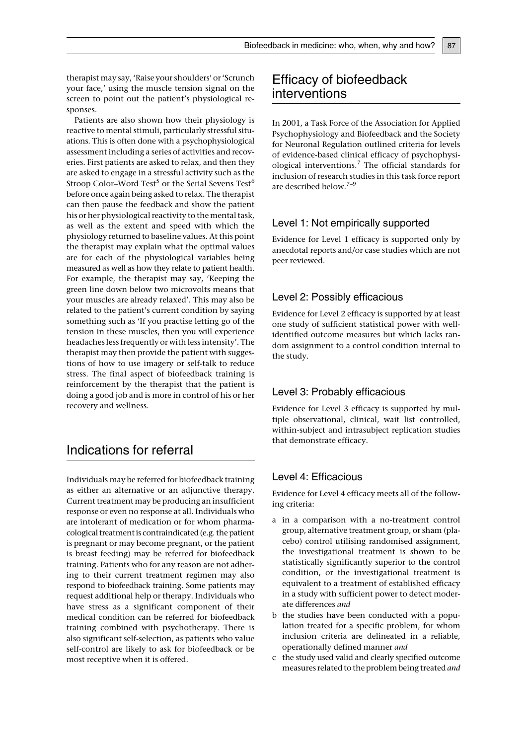therapist may say, 'Raise your shoulders' or 'Scrunch your face,' using the muscle tension signal on the screen to point out the patient's physiological responses.

Patients are also shown how their physiology is reactive to mental stimuli, particularly stressful situations. This is often done with a psychophysiological assessment including a series of activities and recoveries. First patients are asked to relax, and then they are asked to engage in a stressful activity such as the Stroop Color–Word Test[5] or the Serial Sevens Test[6] before once again being asked to relax. The therapist can then pause the feedback and show the patient his or her physiological reactivity to the mental task, as well as the extent and speed with which the physiology returned to baseline values. At this point the therapist may explain what the optimal values are for each of the physiological variables being measured as well as how they relate to patient health. For example, the therapist may say, 'Keeping the green line down below two microvolts means that your muscles are already relaxed'. This may also be related to the patient's current condition by saying something such as 'If you practise letting go of the tension in these muscles, then you will experience headaches less frequently or with less intensity'. The therapist may then provide the patient with suggestions of how to use imagery or self-talk to reduce stress. The final aspect of biofeedback training is reinforcement by the therapist that the patient is doing a good job and is more in control of his or her recovery and wellness.

## Indications for referral

Individuals may be referred for biofeedback training as either an alternative or an adjunctive therapy. Current treatment may be producing an insufficient response or even no response at all. Individuals who are intolerant of medication or for whom pharmacological treatment is contraindicated (e.g. the patient is pregnant or may become pregnant, or the patient is breast feeding) may be referred for biofeedback training. Patients who for any reason are not adhering to their current treatment regimen may also respond to biofeedback training. Some patients may request additional help or therapy. Individuals who have stress as a significant component of their medical condition can be referred for biofeedback training combined with psychotherapy. There is also significant self-selection, as patients who value self-control are likely to ask for biofeedback or be most receptive when it is offered.

## Efficacy of biofeedback interventions

In 2001, a Task Force of the Association for Applied Psychophysiology and Biofeedback and the Society for Neuronal Regulation outlined criteria for levels of evidence-based clinical efficacy of psychophysiological interventions.[7] The official standards for inclusion of research studies in this task force report are described below.[7–9]

### Level 1: Not empirically supported

Evidence for Level 1 efficacy is supported only by anecdotal reports and/or case studies which are not peer reviewed.

### Level 2: Possibly efficacious

Evidence for Level 2 efficacy is supported by at least one study of sufficient statistical power with well-identified outcome measures but which lacks random assignment to a control condition internal to the study.

### Level 3: Probably efficacious

Evidence for Level 3 efficacy is supported by multiple observational, clinical, wait list controlled, within-subject and intrasubject replication studies that demonstrate efficacy.

### Level 4: Efficacious

Evidence for Level 4 efficacy meets all of the following criteria:

a in a comparison with a no-treatment control group, alternative treatment group, or sham (placebo) control utilising randomised assignment, the investigational treatment is shown to be statistically significantly superior to the control condition, or the investigational treatment is equivalent to a treatment of established efficacy in a study with sufficient power to detect moderate differences *and*

b the studies have been conducted with a population treated for a specific problem, for whom inclusion criteria are delineated in a reliable, operationally defined manner *and*

c the study used valid and clearly specified outcome measures related to the problem being treated *and*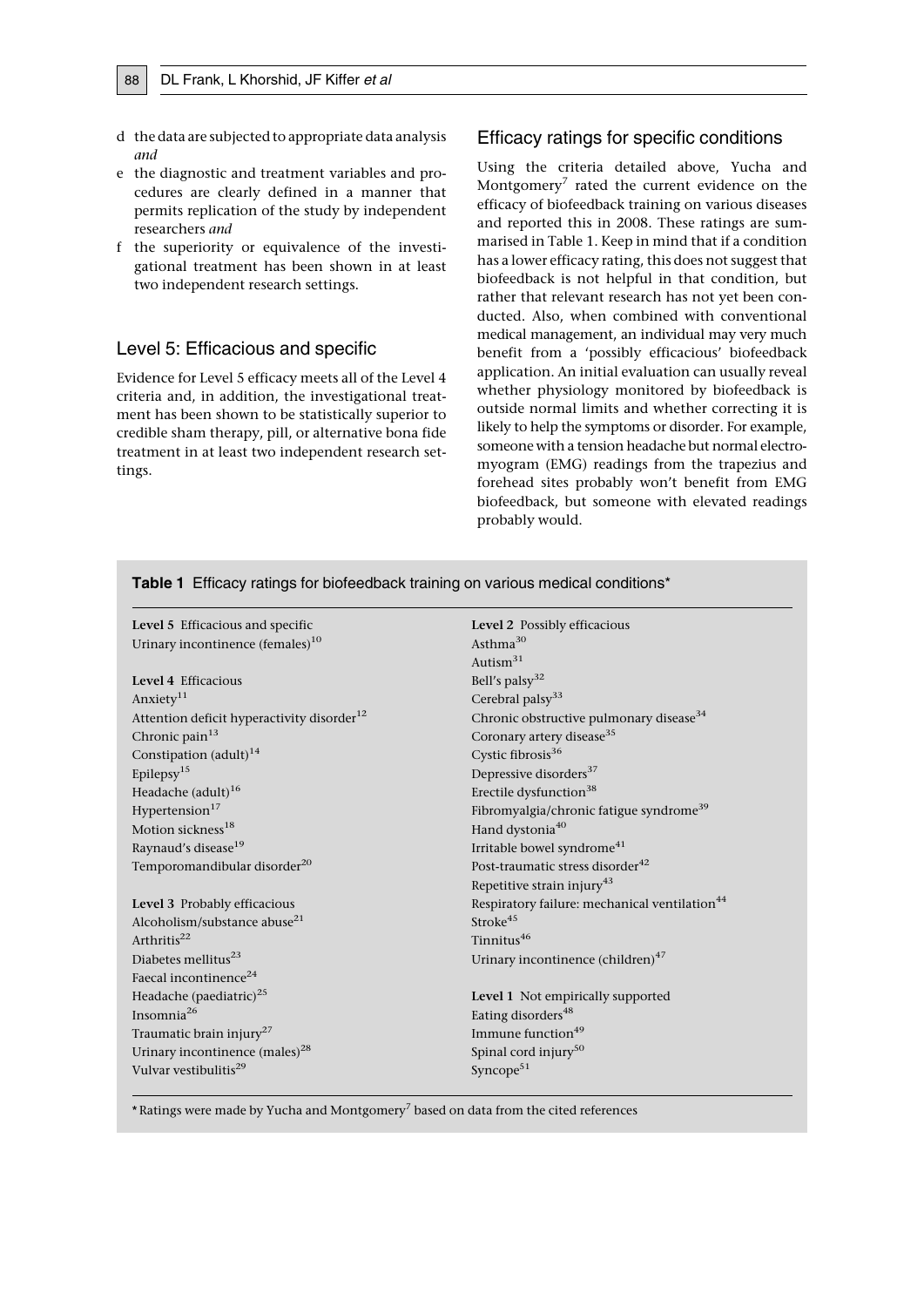d the data are subjected to appropriate data analysis *and*

e the diagnostic and treatment variables and procedures are clearly defined in a manner that permits replication of the study by independent researchers *and*

f the superiority or equivalence of the investigational treatment has been shown in at least two independent research settings.

## Level 5: Efficacious and specific

Evidence for Level 5 efficacy meets all of the Level 4 criteria and, in addition, the investigational treatment has been shown to be statistically superior to credible sham therapy, pill, or alternative bona fide treatment in at least two independent research settings.

## Efficacy ratings for specific conditions

Using the criteria detailed above, Yucha and Montgomery[7] rated the current evidence on the efficacy of biofeedback training on various diseases and reported this in 2008. These ratings are summarised in Table 1. Keep in mind that if a condition has a lower efficacy rating, this does not suggest that biofeedback is not helpful in that condition, but rather that relevant research has not yet been conducted. Also, when combined with conventional medical management, an individual may very much benefit from a 'possibly efficacious' biofeedback application. An initial evaluation can usually reveal whether physiology monitored by biofeedback is outside normal limits and whether correcting it is likely to help the symptoms or disorder. For example, someone with a tension headache but normal electromyogram (EMG) readings from the trapezius and forehead sites probably won't benefit from EMG biofeedback, but someone with elevated readings probably would.

**Table 1** Efficacy ratings for biofeedback training on various medical conditions*

**Level 5** Efficacious and specific
- Urinary incontinence (females)[10]

**Level 4** Efficacious
- Anxiety[11]
- Attention deficit hyperactivity disorder[12]
- Chronic pain[13]
- Constipation (adult)[14]
- Epilepsy[15]
- Headache (adult)[16]
- Hypertension[17]
- Motion sickness[18]
- Raynaud's disease[19]
- Temporomandibular disorder[20]

**Level 3** Probably efficacious
- Alcoholism/substance abuse[21]
- Arthritis[22]
- Diabetes mellitus[23]
- Faecal incontinence[24]
- Headache (paediatric)[25]
- Insomnia[26]
- Traumatic brain injury[27]
- Urinary incontinence (males)[28]
- Vulvar vestibulitis[29]

**Level 2** Possibly efficacious
- Asthma[30]
- Autism[31]
- Bell's palsy[32]
- Cerebral palsy[33]
- Chronic obstructive pulmonary disease[34]
- Coronary artery disease[35]
- Cystic fibrosis[36]
- Depressive disorders[37]
- Erectile dysfunction[38]
- Fibromyalgia/chronic fatigue syndrome[39]
- Hand dystonia[40]
- Irritable bowel syndrome[41]
- Post-traumatic stress disorder[42]
- Repetitive strain injury[43]
- Respiratory failure: mechanical ventilation[44]
- Stroke[45]
- Tinnitus[46]
- Urinary incontinence (children)[47]

**Level 1** Not empirically supported
- Eating disorders[48]
- Immune function[49]
- Spinal cord injury[50]
- Syncope[51]

*Ratings were made by Yucha and Montgomery[7] based on data from the cited references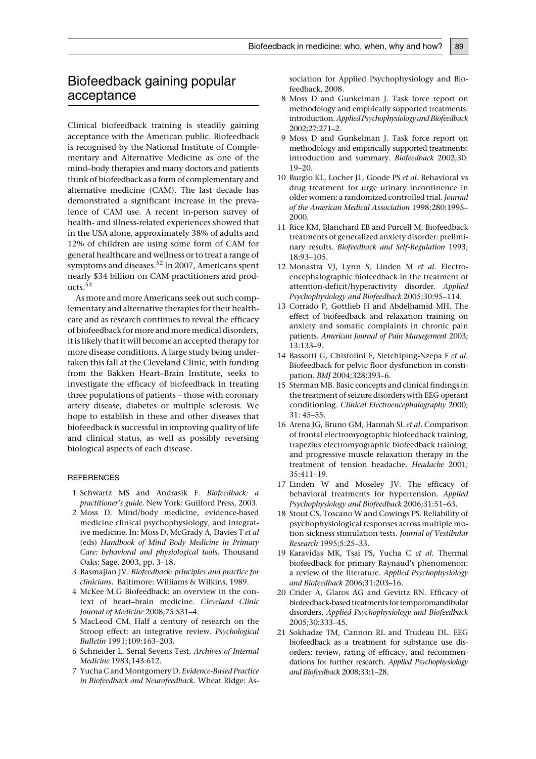## Biofeedback gaining popular acceptance

Clinical biofeedback training is steadily gaining acceptance with the American public. Biofeedback is recognised by the National Institute of Complementary and Alternative Medicine as one of the mind–body therapies and many doctors and patients think of biofeedback as a form of complementary and alternative medicine (CAM). The last decade has demonstrated a significant increase in the prevalence of CAM use. A recent in-person survey of health- and illness-related experiences showed that in the USA alone, approximately 38% of adults and 12% of children are using some form of CAM for general healthcare and wellness or to treat a range of symptoms and diseases.[52] In 2007, Americans spent nearly $34 billion on CAM practitioners and products.[53]

As more and more Americans seek out such complementary and alternative therapies for their healthcare and as research continues to reveal the efficacy of biofeedback for more and more medical disorders, it is likely that it will become an accepted therapy for more disease conditions. A large study being undertaken this fall at the Cleveland Clinic, with funding from the Bakken Heart–Brain Institute, seeks to investigate the efficacy of biofeedback in treating three populations of patients – those with coronary artery disease, diabetes or multiple sclerosis. We hope to establish in these and other diseases that biofeedback is successful in improving quality of life and clinical status, as well as possibly reversing biological aspects of each disease.

### REFERENCES

1. Schwartz MS and Andrasik F. *Biofeedback: a practitioner's guide*. New York: Guilford Press, 2003.
2. Moss D. Mind/body medicine, evidence-based medicine clinical psychophysiology, and integrative medicine. In: Moss D, McGrady A, Davies T *et al* (eds) *Handbook of Mind Body Medicine in Primary Care: behavioral and physiological tools*. Thousand Oaks: Sage, 2003, pp. 3–18.
3. Basmajian JV. *Biofeedback: principles and practice for clinicians*. Baltimore: Williams & Wilkins, 1989.
4. McKee M.G Biofeedback: an overview in the context of heart–brain medicine. *Cleveland Clinic Journal of Medicine* 2008;75:S31–4.
5. MacLeod CM. Half a century of research on the Stroop effect: an integrative review. *Psychological Bulletin* 1991;109:163–203.
6. Schneider L. Serial Sevens Test. *Archives of Internal Medicine* 1983;143:612.
7. Yucha C and Montgomery D. *Evidence-Based Practice in Biofeedback and Neurofeedback*. Wheat Ridge: Association for Applied Psychophysiology and Biofeedback, 2008.
8. Moss D and Gunkelman J. Task force report on methodology and empirically supported treatments: introduction. *Applied Psychophysiology and Biofeedback* 2002;27:271–2.
9. Moss D and Gunkelman J. Task force report on methodology and empirically supported treatments: introduction and summary. *Biofeedback* 2002;30: 19–20.
10. Burgio KL, Locher JL, Goode PS *et al*. Behavioral vs drug treatment for urge urinary incontinence in older women: a randomized controlled trial. *Journal of the American Medical Association* 1998;280:1995–2000.
11. Rice KM, Blanchard EB and Purcell M. Biofeedback treatments of generalized anxiety disorder: preliminary results. *Biofeedback and Self-Regulation* 1993; 18:93–105.
12. Monastra VJ, Lynn S, Linden M *et al*. Electroencephalographic biofeedback in the treatment of attention-deficit/hyperactivity disorder. *Applied Psychophysiology and Biofeedback* 2005;30:95–114.
13. Corrado P, Gottlieb H and Abdelhamid MH. The effect of biofeedback and relaxation training on anxiety and somatic complaints in chronic pain patients. *American Journal of Pain Management* 2003; 13:133–9.
14. Bassotti G, Chistolini F, Sietchiping-Nzepa F *et al*. Biofeedback for pelvic floor dysfunction in constipation. *BMJ* 2004;328:393–6.
15. Sterman MB. Basic concepts and clinical findings in the treatment of seizure disorders with EEG operant conditioning. *Clinical Electroencephalography* 2000; 31: 45–55.
16. Arena JG, Bruno GM, Hannah SL *et al*. Comparison of frontal electromyographic biofeedback training, trapezius electromyographic biofeedback training, and progressive muscle relaxation therapy in the treatment of tension headache. *Headache* 2001; 35:411–19.
17. Linden W and Moseley JV. The efficacy of behavioral treatments for hypertension. *Applied Psychophysiology and Biofeedback* 2006;31:51–63.
18. Stout CS, Toscano W and Cowings PS. Reliability of psychophysiological responses across multiple motion sickness stimulation tests. *Journal of Vestibular Research* 1995;5:25–33.
19. Karavidas MK, Tsai PS, Yucha C *et al*. Thermal biofeedback for primary Raynaud's phenomenon: a review of the literature. *Applied Psychophysiology and Biofeedback* 2006;31:203–16.
20. Crider A, Glaros AG and Gevirtz RN. Efficacy of biofeedback-based treatments for temporomandibular disorders. *Applied Psychophysiology and Biofeedback* 2005;30:333–45.
21. Sokhadze TM, Cannon RL and Trudeau DL. EEG biofeedback as a treatment for substance use disorders: review, rating of efficacy, and recommendations for further research. *Applied Psychophysiology and Biofeedback* 2008;33:1–28.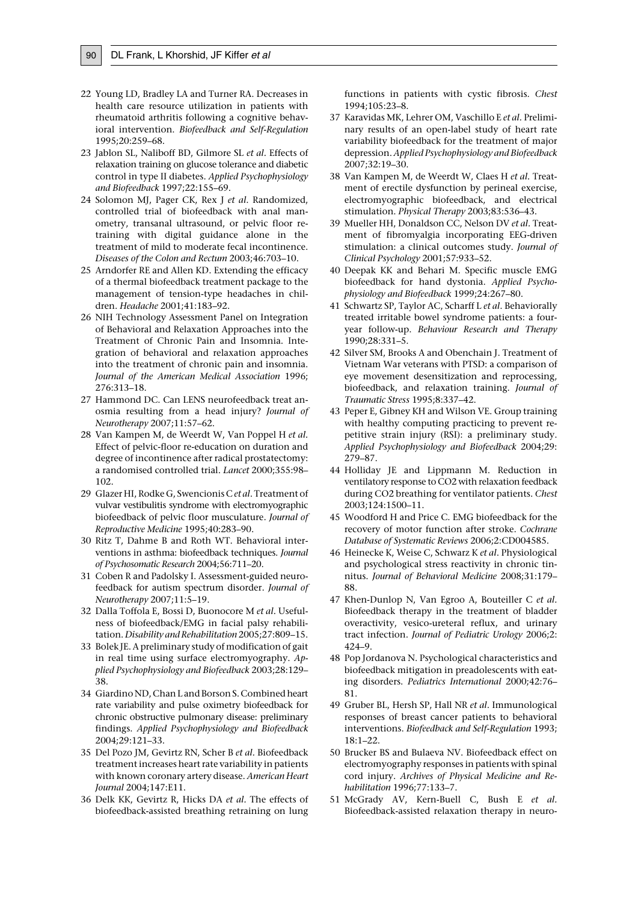22 Young LD, Bradley LA and Turner RA. Decreases in health care resource utilization in patients with rheumatoid arthritis following a cognitive behavioral intervention. *Biofeedback and Self-Regulation* 1995;20:259–68.

23 Jablon SL, Naliboff BD, Gilmore SL *et al*. Effects of relaxation training on glucose tolerance and diabetic control in type II diabetes. *Applied Psychophysiology and Biofeedback* 1997;22:155–69.

24 Solomon MJ, Pager CK, Rex J *et al*. Randomized, controlled trial of biofeedback with anal manometry, transanal ultrasound, or pelvic floor retraining with digital guidance alone in the treatment of mild to moderate fecal incontinence. *Diseases of the Colon and Rectum* 2003;46:703–10.

25 Arndorfer RE and Allen KD. Extending the efficacy of a thermal biofeedback treatment package to the management of tension-type headaches in children. *Headache* 2001;41:183–92.

26 NIH Technology Assessment Panel on Integration of Behavioral and Relaxation Approaches into the Treatment of Chronic Pain and Insomnia. Integration of behavioral and relaxation approaches into the treatment of chronic pain and insomnia. *Journal of the American Medical Association* 1996; 276:313–18.

27 Hammond DC. Can LENS neurofeedback treat anosmia resulting from a head injury? *Journal of Neurotherapy* 2007;11:57–62.

28 Van Kampen M, de Weerdt W, Van Poppel H *et al*. Effect of pelvic-floor re-education on duration and degree of incontinence after radical prostatectomy: a randomised controlled trial. *Lancet* 2000;355:98–102.

29 Glazer HI, Rodke G, Swencionis C *et al*. Treatment of vulvar vestibulitis syndrome with electromyographic biofeedback of pelvic floor musculature. *Journal of Reproductive Medicine* 1995;40:283–90.

30 Ritz T, Dahme B and Roth WT. Behavioral interventions in asthma: biofeedback techniques. *Journal of Psychosomatic Research* 2004;56:711–20.

31 Coben R and Padolsky I. Assessment-guided neurofeedback for autism spectrum disorder. *Journal of Neurotherapy* 2007;11:5–19.

32 Dalla Toffola E, Bossi D, Buonocore M *et al*. Usefulness of biofeedback/EMG in facial palsy rehabilitation. *Disability and Rehabilitation* 2005;27:809–15.

33 Bolek JE. A preliminary study of modification of gait in real time using surface electromyography. *Applied Psychophysiology and Biofeedback* 2003;28:129–38.

34 Giardino ND, Chan L and Borson S. Combined heart rate variability and pulse oximetry biofeedback for chronic obstructive pulmonary disease: preliminary findings. *Applied Psychophysiology and Biofeedback* 2004;29:121–33.

35 Del Pozo JM, Gevirtz RN, Scher B *et al*. Biofeedback treatment increases heart rate variability in patients with known coronary artery disease. *American Heart Journal* 2004;147:E11.

36 Delk KK, Gevirtz R, Hicks DA *et al*. The effects of biofeedback-assisted breathing retraining on lung functions in patients with cystic fibrosis. *Chest* 1994;105:23–8.

37 Karavidas MK, Lehrer OM, Vaschillo E *et al*. Preliminary results of an open-label study of heart rate variability biofeedback for the treatment of major depression. *Applied Psychophysiology and Biofeedback* 2007;32:19–30.

38 Van Kampen M, de Weerdt W, Claes H *et al*. Treatment of erectile dysfunction by perineal exercise, electromyographic biofeedback, and electrical stimulation. *Physical Therapy* 2003;83:536–43.

39 Mueller HH, Donaldson CC, Nelson DV *et al*. Treatment of fibromyalgia incorporating EEG-driven stimulation: a clinical outcomes study. *Journal of Clinical Psychology* 2001;57:933–52.

40 Deepak KK and Behari M. Specific muscle EMG biofeedback for hand dystonia. *Applied Psychophysiology and Biofeedback* 1999;24:267–80.

41 Schwartz SP, Taylor AC, Scharff L *et al*. Behaviorally treated irritable bowel syndrome patients: a four-year follow-up. *Behaviour Research and Therapy* 1990;28:331–5.

42 Silver SM, Brooks A and Obenchain J. Treatment of Vietnam War veterans with PTSD: a comparison of eye movement desensitization and reprocessing, biofeedback, and relaxation training. *Journal of Traumatic Stress* 1995;8:337–42.

43 Peper E, Gibney KH and Wilson VE. Group training with healthy computing practicing to prevent repetitive strain injury (RSI): a preliminary study. *Applied Psychophysiology and Biofeedback* 2004;29: 279–87.

44 Holliday JE and Lippmann M. Reduction in ventilatory response to CO2 with relaxation feedback during CO2 breathing for ventilator patients. *Chest* 2003;124:1500–11.

45 Woodford H and Price C. EMG biofeedback for the recovery of motor function after stroke. *Cochrane Database of Systematic Reviews* 2006;2:CD004585.

46 Heinecke K, Weise C, Schwarz K *et al*. Physiological and psychological stress reactivity in chronic tinnitus. *Journal of Behavioral Medicine* 2008;31:179–88.

47 Khen-Dunlop N, Van Egroo A, Bouteiller C *et al*. Biofeedback therapy in the treatment of bladder overactivity, vesico-ureteral reflux, and urinary tract infection. *Journal of Pediatric Urology* 2006;2: 424–9.

48 Pop Jordanova N. Psychological characteristics and biofeedback mitigation in preadolescents with eating disorders. *Pediatrics International* 2000;42:76–81.

49 Gruber BL, Hersh SP, Hall NR *et al*. Immunological responses of breast cancer patients to behavioral interventions. *Biofeedback and Self-Regulation* 1993; 18:1–22.

50 Brucker BS and Bulaeva NV. Biofeedback effect on electromyography responses in patients with spinal cord injury. *Archives of Physical Medicine and Rehabilitation* 1996;77:133–7.

51 McGrady AV, Kern-Buell C, Bush E *et al*. Biofeedback-assisted relaxation therapy in neuro-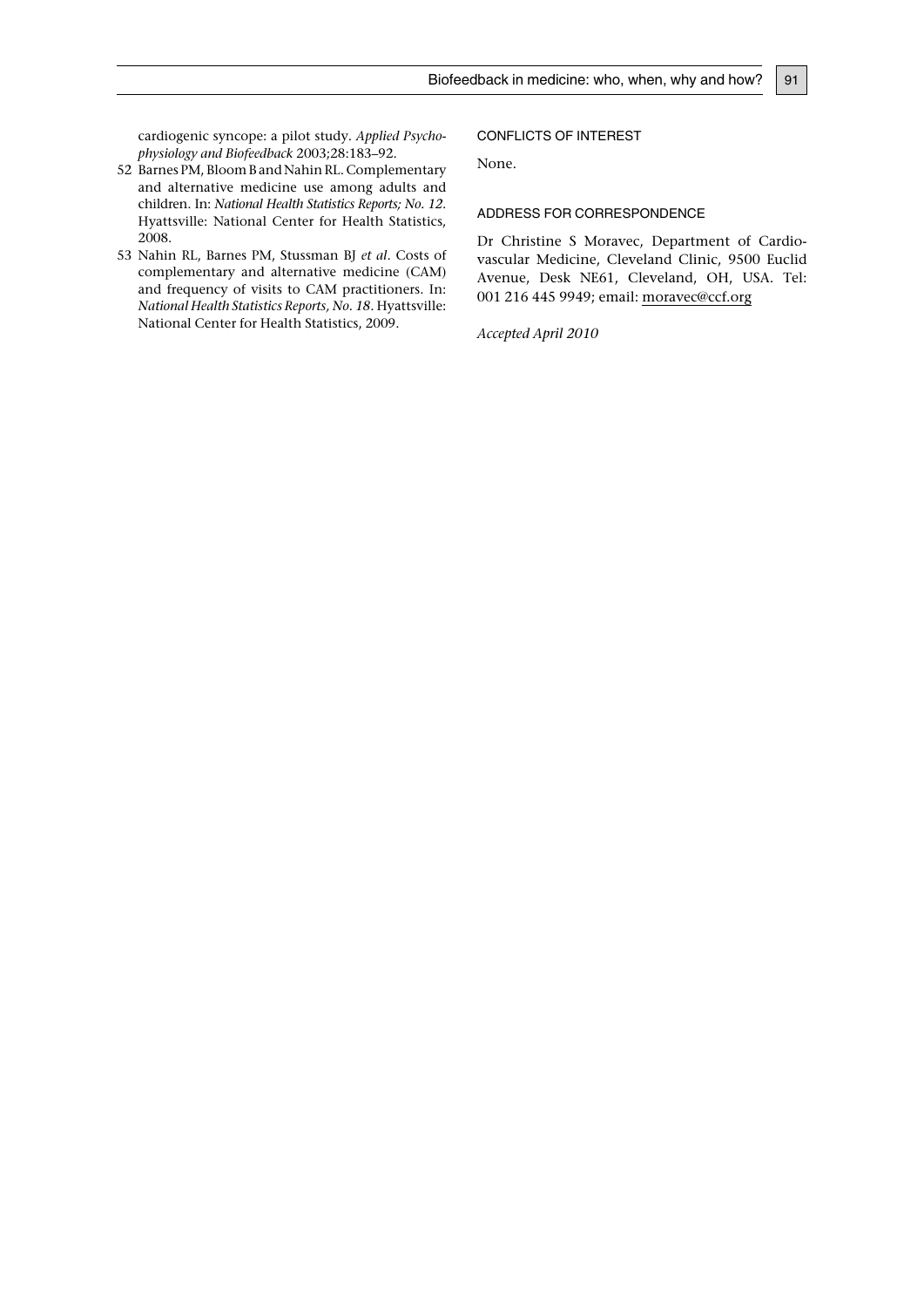cardiogenic syncope: a pilot study. *Applied Psychophysiology and Biofeedback* 2003;28:183–92.

52 Barnes PM, Bloom B and Nahin RL. Complementary and alternative medicine use among adults and children. In: *National Health Statistics Reports; No. 12*. Hyattsville: National Center for Health Statistics, 2008.

53 Nahin RL, Barnes PM, Stussman BJ *et al*. Costs of complementary and alternative medicine (CAM) and frequency of visits to CAM practitioners. In: *National Health Statistics Reports, No. 18*. Hyattsville: National Center for Health Statistics, 2009.

## CONFLICTS OF INTEREST

None.

## ADDRESS FOR CORRESPONDENCE

Dr Christine S Moravec, Department of Cardiovascular Medicine, Cleveland Clinic, 9500 Euclid Avenue, Desk NE61, Cleveland, OH, USA. Tel: 001 216 445 9949; email: moravec@ccf.org

*Accepted April 2010*